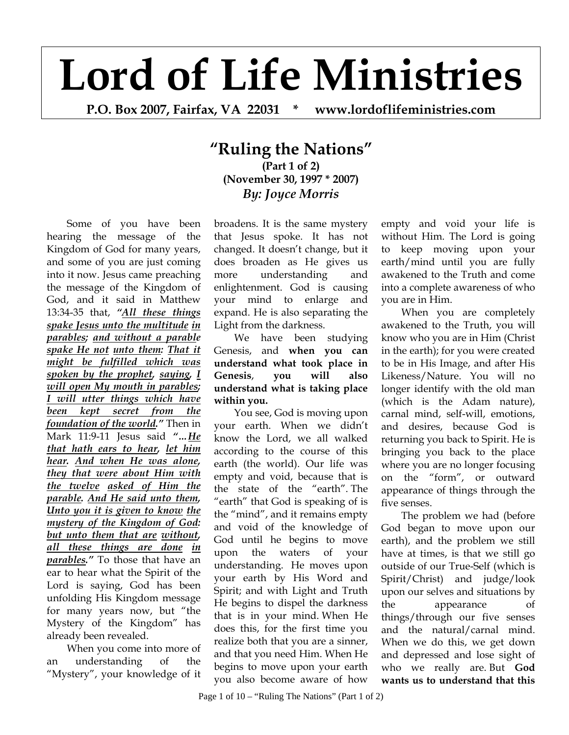# Lord of Life Ministries

**P.O. Box 2007, Fairfax, VA 22031 * www.lordoflifeministries.com**

## "Ruling the Nations"

**(Part 1 of 2)**
**(November 30, 1997 * 2007)**
***By: Joyce Morris***

Some of you have been hearing the message of the Kingdom of God for many years, and some of you are just coming into it now. Jesus came preaching the message of the Kingdom of God, and it said in Matthew 13:34-35 that, ***"All these things spake Jesus unto the multitude in parables; and without a parable spake He not unto them: That it might be fulfilled which was spoken by the prophet, saying, I will open My mouth in parables; I will utter things which have been kept secret from the foundation of the world."*** Then in Mark 11:9-11 Jesus said ***"...He that hath ears to hear, let him hear. And when He was alone, they that were about Him with the twelve asked of Him the parable. And He said unto them, Unto you it is given to know the mystery of the Kingdom of God: but unto them that are without, all these things are done in parables."*** To those that have an ear to hear what the Spirit of the Lord is saying, God has been unfolding His Kingdom message for many years now, but "the Mystery of the Kingdom" has already been revealed.

When you come into more of an understanding of the "Mystery", your knowledge of it broadens. It is the same mystery that Jesus spoke. It has not changed. It doesn't change, but it does broaden as He gives us more understanding and enlightenment. God is causing your mind to enlarge and expand. He is also separating the Light from the darkness.

We have been studying Genesis, and **when you can understand what took place in Genesis, you will also understand what is taking place within you.**

You see, God is moving upon your earth. When we didn't know the Lord, we all walked according to the course of this earth (the world). Our life was empty and void, because that is the state of the "earth". The "earth" that God is speaking of is the "mind", and it remains empty and void of the knowledge of God until he begins to move upon the waters of your understanding. He moves upon your earth by His Word and Spirit; and with Light and Truth He begins to dispel the darkness that is in your mind. When He does this, for the first time you realize both that you are a sinner, and that you need Him. When He begins to move upon your earth you also become aware of how empty and void your life is without Him. The Lord is going to keep moving upon your earth/mind until you are fully awakened to the Truth and come into a complete awareness of who you are in Him.

When you are completely awakened to the Truth, you will know who you are in Him (Christ in the earth); for you were created to be in His Image, and after His Likeness/Nature. You will no longer identify with the old man (which is the Adam nature), carnal mind, self-will, emotions, and desires, because God is returning you back to Spirit. He is bringing you back to the place where you are no longer focusing on the "form", or outward appearance of things through the five senses.

The problem we had (before God began to move upon our earth), and the problem we still have at times, is that we still go outside of our True-Self (which is Spirit/Christ) and judge/look upon our selves and situations by the appearance of things/through our five senses and the natural/carnal mind. When we do this, we get down and depressed and lose sight of who we really are. But **God wants us to understand that this**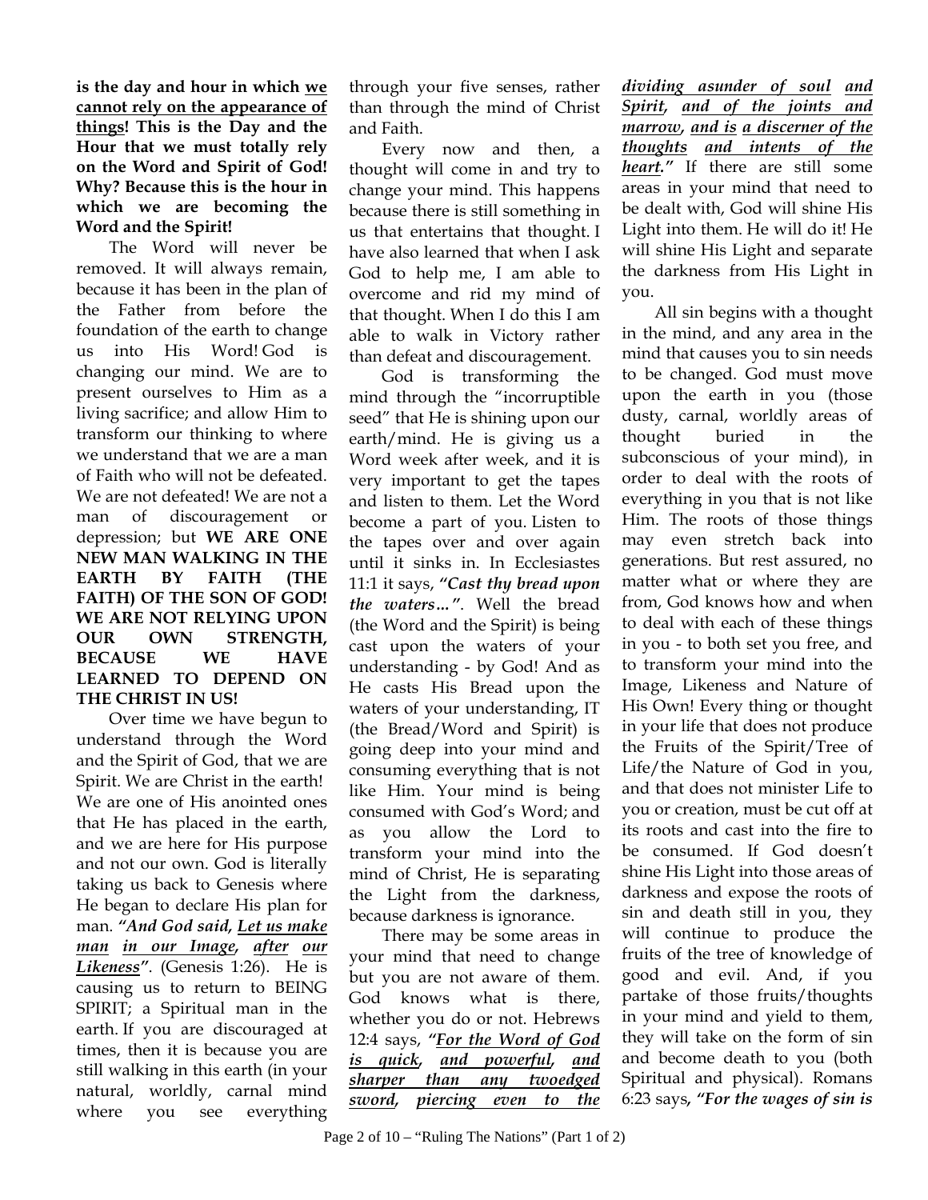**is the day and hour in which <u>we cannot rely on the appearance of things</u>! This is the Day and the Hour that we must totally rely on the Word and Spirit of God! Why? Because this is the hour in which we are becoming the Word and the Spirit!**

The Word will never be removed. It will always remain, because it has been in the plan of the Father from before the foundation of the earth to change us into His Word! God is changing our mind. We are to present ourselves to Him as a living sacrifice; and allow Him to transform our thinking to where we understand that we are a man of Faith who will not be defeated. We are not defeated! We are not a man of discouragement or depression; but **WE ARE ONE NEW MAN WALKING IN THE EARTH BY FAITH (THE FAITH) OF THE SON OF GOD! WE ARE NOT RELYING UPON OUR OWN STRENGTH, BECAUSE WE HAVE LEARNED TO DEPEND ON THE CHRIST IN US!**

Over time we have begun to understand through the Word and the Spirit of God, that we are Spirit. We are Christ in the earth! We are one of His anointed ones that He has placed in the earth, and we are here for His purpose and not our own. God is literally taking us back to Genesis where He began to declare His plan for man. ***"And God said, <u>Let us make man</u> <u>in our Image</u>, <u>after</u> <u>our Likeness</u>"***. (Genesis 1:26). He is causing us to return to BEING SPIRIT; a Spiritual man in the earth. If you are discouraged at times, then it is because you are still walking in this earth (in your natural, worldly, carnal mind where you see everything through your five senses, rather than through the mind of Christ and Faith.

Every now and then, a thought will come in and try to change your mind. This happens because there is still something in us that entertains that thought. I have also learned that when I ask God to help me, I am able to overcome and rid my mind of that thought. When I do this I am able to walk in Victory rather than defeat and discouragement.

God is transforming the mind through the "incorruptible seed" that He is shining upon our earth/mind. He is giving us a Word week after week, and it is very important to get the tapes and listen to them. Let the Word become a part of you. Listen to the tapes over and over again until it sinks in. In Ecclesiastes 11:1 it says, ***"Cast thy bread upon the waters…"***. Well the bread (the Word and the Spirit) is being cast upon the waters of your understanding - by God! And as He casts His Bread upon the waters of your understanding, IT (the Bread/Word and Spirit) is going deep into your mind and consuming everything that is not like Him. Your mind is being consumed with God's Word; and as you allow the Lord to transform your mind into the mind of Christ, He is separating the Light from the darkness, because darkness is ignorance.

There may be some areas in your mind that need to change but you are not aware of them. God knows what is there, whether you do or not. Hebrews 12:4 says, ***"<u>For the Word of God is quick</u>, <u>and powerful</u>, <u>and sharper than any twoedged sword</u>, <u>piercing even to the dividing asunder of soul</u> <u>and Spirit</u>, <u>and of the joints and marrow</u>, <u>and is</u> <u>a discerner of the thoughts</u> <u>and intents of the heart</u>."*** If there are still some areas in your mind that need to be dealt with, God will shine His Light into them. He will do it! He will shine His Light and separate the darkness from His Light in you.

All sin begins with a thought in the mind, and any area in the mind that causes you to sin needs to be changed. God must move upon the earth in you (those dusty, carnal, worldly areas of thought buried in the subconscious of your mind), in order to deal with the roots of everything in you that is not like Him. The roots of those things may even stretch back into generations. But rest assured, no matter what or where they are from, God knows how and when to deal with each of these things in you - to both set you free, and to transform your mind into the Image, Likeness and Nature of His Own! Every thing or thought in your life that does not produce the Fruits of the Spirit/Tree of Life/the Nature of God in you, and that does not minister Life to you or creation, must be cut off at its roots and cast into the fire to be consumed. If God doesn't shine His Light into those areas of darkness and expose the roots of sin and death still in you, they will continue to produce the fruits of the tree of knowledge of good and evil. And, if you partake of those fruits/thoughts in your mind and yield to them, they will take on the form of sin and become death to you (both Spiritual and physical). Romans 6:23 says, ***"For the wages of sin is***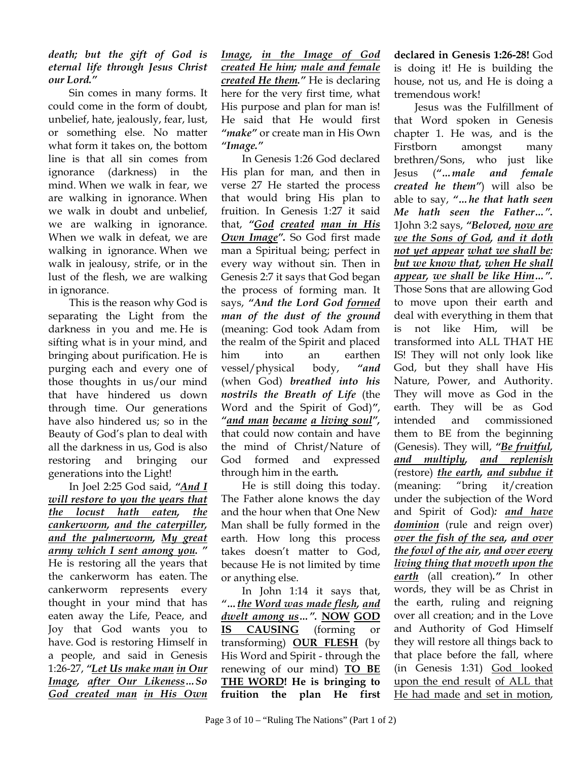***death; but the gift of God is eternal life through Jesus Christ our Lord."***

Sin comes in many forms. It could come in the form of doubt, unbelief, hate, jealously, fear, lust, or something else. No matter what form it takes on, the bottom line is that all sin comes from ignorance (darkness) in the mind. When we walk in fear, we are walking in ignorance. When we walk in doubt and unbelief, we are walking in ignorance. When we walk in defeat, we are walking in ignorance. When we walk in jealousy, strife, or in the lust of the flesh, we are walking in ignorance.

This is the reason why God is separating the Light from the darkness in you and me. He is sifting what is in your mind, and bringing about purification. He is purging each and every one of those thoughts in us/our mind that have hindered us down through time. Our generations have also hindered us; so in the Beauty of God's plan to deal with all the darkness in us, God is also restoring and bringing our generations into the Light!

In Joel 2:25 God said, ***"<u>And I will restore to you the years that the locust hath eaten</u>, <u>the cankerworm</u>, <u>and the caterpiller</u>, <u>and the palmerworm</u>, <u>My great army which I sent among you</u>. "*** He is restoring all the years that the cankerworm has eaten. The cankerworm represents every thought in your mind that has eaten away the Life, Peace, and Joy that God wants you to have. God is restoring Himself in a people, and said in Genesis 1:26-27, ***"<u>Let Us make man</u> <u>in Our Image</u>, <u>after Our Likeness</u>…So <u>God created man</u> <u>in His Own Image</u>, <u>in the Image of God created He him</u>; <u>male and female created He them</u>."*** He is declaring here for the very first time, what His purpose and plan for man is! He said that He would first ***"make"*** or create man in His Own ***"Image."***

In Genesis 1:26 God declared His plan for man, and then in verse 27 He started the process that would bring His plan to fruition. In Genesis 1:27 it said that, ***"<u>God</u> <u>created</u> <u>man in His Own Image</u>".*** So God first made man a Spiritual being; perfect in every way without sin. Then in Genesis 2:7 it says that God began the process of forming man. It says, ***"And the Lord God <u>formed</u> man of the dust of the ground*** (meaning: God took Adam from the realm of the Spirit and placed him into an earthen vessel/physical body, ***"and*** (when God) ***breathed into his nostrils the Breath of Life*** (the Word and the Spirit of God)***", "<u>and man</u> <u>became</u> <u>a living soul</u>",*** that could now contain and have the mind of Christ/Nature of God formed and expressed through him in the earth**.**

He is still doing this today. The Father alone knows the day and the hour when that One New Man shall be fully formed in the earth. How long this process takes doesn't matter to God, because He is not limited by time or anything else.

In John 1:14 it says that, ***"…<u>the Word was made flesh</u>, <u>and dwelt among us</u>…".*** **<u>NOW</u> <u>GOD</u> <u>IS CAUSING</u>** (forming or transforming) **<u>OUR FLESH</u>** (by His Word and Spirit - through the renewing of our mind) **<u>TO BE THE WORD</u>! He is bringing to fruition the plan He first declared in Genesis 1:26-28!** God is doing it! He is building the house, not us, and He is doing a tremendous work!

Jesus was the Fulfillment of that Word spoken in Genesis chapter 1. He was, and is the Firstborn amongst many brethren/Sons, who just like Jesus (***"…male and female created he them"***) will also be able to say, ***"…he that hath seen Me hath seen the Father…".*** 1John 3:2 says, ***"Beloved, <u>now are we the Sons of God</u>, <u>and it doth not yet appear</u> <u>what we shall be</u>: <u>but we know that</u>, <u>when He shall appear</u>, <u>we shall be like Him</u>…".*** Those Sons that are allowing God to move upon their earth and deal with everything in them that is not like Him, will be transformed into ALL THAT HE IS! They will not only look like God, but they shall have His Nature, Power, and Authority. They will move as God in the earth. They will be as God intended and commissioned them to BE from the beginning (Genesis). They will, ***"<u>Be fruitful</u>, <u>and multiply</u>, <u>and replenish</u>*** (restore) ***<u>the earth</u>, <u>and subdue it</u>*** (meaning: "bring it/creation under the subjection of the Word and Spirit of God)***: <u>and have dominion</u>*** (rule and reign over) ***<u>over the fish of the sea</u>, <u>and over the fowl of the air</u>, <u>and over every living thing that moveth upon the earth</u>*** (all creation)***."*** In other words, they will be as Christ in the earth, ruling and reigning over all creation; and in the Love and Authority of God Himself they will restore all things back to that place before the fall, where (in Genesis 1:31) <u>God looked upon the end result</u> of <u>ALL that He had made</u> <u>and set in motion</u>,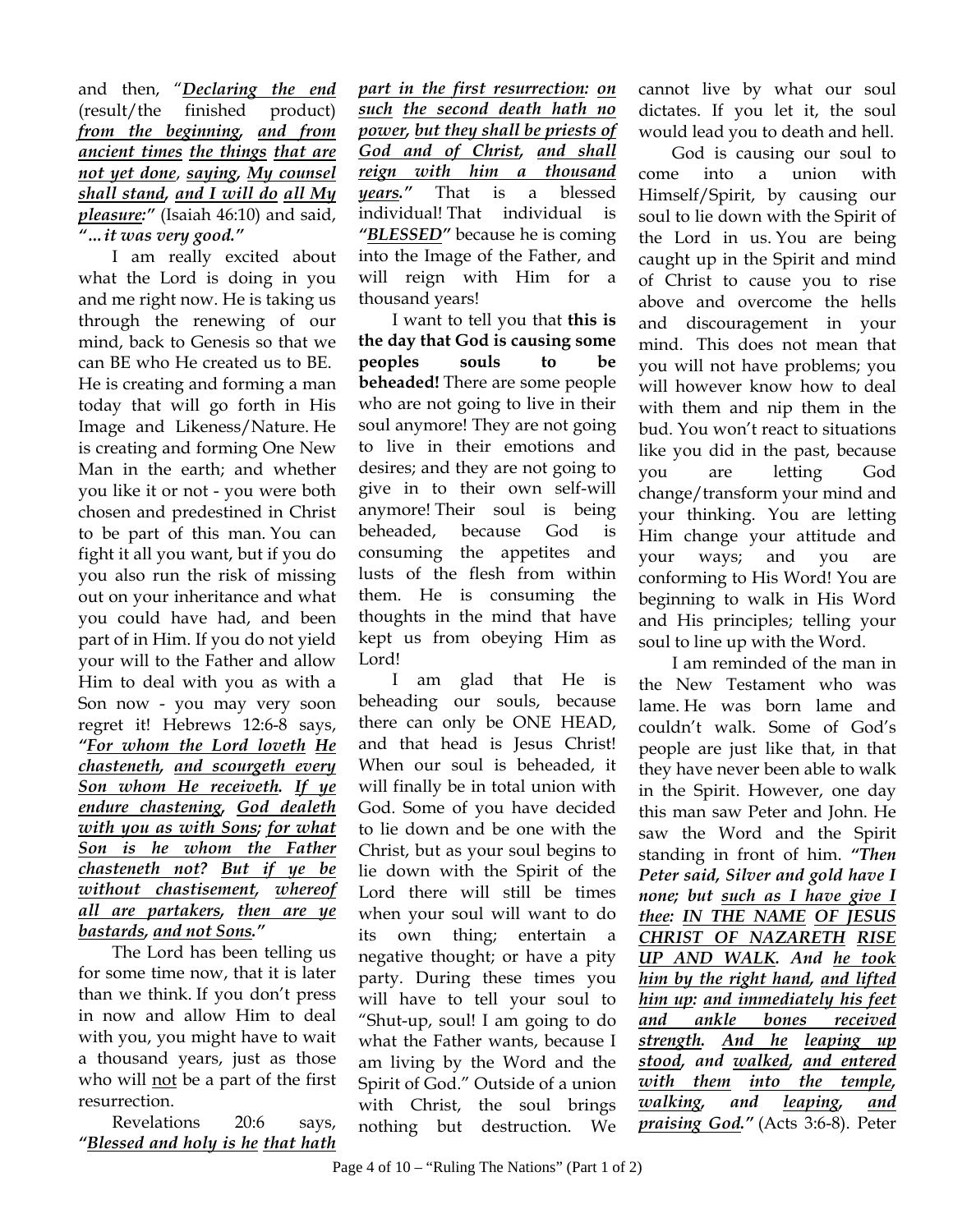and then, "***Declaring the end*** (result/the finished product) ***from the beginning**, **and from ancient times** **the things** **that are not yet done**, **saying**, **My counsel shall stand**, **and I will do** **all My pleasure**:*" (Isaiah 46:10) and said, ***"...it was very good."***

I am really excited about what the Lord is doing in you and me right now. He is taking us through the renewing of our mind, back to Genesis so that we can BE who He created us to BE. He is creating and forming a man today that will go forth in His Image and Likeness/Nature. He is creating and forming One New Man in the earth; and whether you like it or not - you were both chosen and predestined in Christ to be part of this man. You can fight it all you want, but if you do you also run the risk of missing out on your inheritance and what you could have had, and been part of in Him. If you do not yield your will to the Father and allow Him to deal with you as with a Son now - you may very soon regret it! Hebrews 12:6-8 says, ***"For whom the Lord loveth** **He chasteneth**, **and scourgeth every Son whom He receiveth**. **If ye endure chastening**, **God dealeth with you as with Sons**; **for what Son is he whom the Father chasteneth not?** **But if ye be without chastisement**, **whereof all are partakers**, **then are ye bastards**, **and not Sons**."*

The Lord has been telling us for some time now, that it is later than we think. If you don't press in now and allow Him to deal with you, you might have to wait a thousand years, just as those who will not be a part of the first resurrection.

Revelations 20:6 says, ***"Blessed and holy is he** **that hath part in the first resurrection**: **on such** **the second death hath no power**, **but they shall be priests of God and of Christ**, **and shall reign with him a thousand years**."* That is a blessed individual! That individual is ***"BLESSED"*** because he is coming into the Image of the Father, and will reign with Him for a thousand years!

I want to tell you that **this is the day that God is causing some peoples souls to be beheaded!** There are some people who are not going to live in their soul anymore! They are not going to live in their emotions and desires; and they are not going to give in to their own self-will anymore! Their soul is being beheaded, because God is consuming the appetites and lusts of the flesh from within them. He is consuming the thoughts in the mind that have kept us from obeying Him as Lord!

I am glad that He is beheading our souls, because there can only be ONE HEAD, and that head is Jesus Christ! When our soul is beheaded, it will finally be in total union with God. Some of you have decided to lie down and be one with the Christ, but as your soul begins to lie down with the Spirit of the Lord there will still be times when your soul will want to do its own thing; entertain a negative thought; or have a pity party. During these times you will have to tell your soul to "Shut-up, soul! I am going to do what the Father wants, because I am living by the Word and the Spirit of God." Outside of a union with Christ, the soul brings nothing but destruction. We cannot live by what our soul dictates. If you let it, the soul would lead you to death and hell.

God is causing our soul to come into a union with Himself/Spirit, by causing our soul to lie down with the Spirit of the Lord in us. You are being caught up in the Spirit and mind of Christ to cause you to rise above and overcome the hells and discouragement in your mind. This does not mean that you will not have problems; you will however know how to deal with them and nip them in the bud. You won't react to situations like you did in the past, because you are letting God change/transform your mind and your thinking. You are letting Him change your attitude and your ways; and you are conforming to His Word! You are beginning to walk in His Word and His principles; telling your soul to line up with the Word.

I am reminded of the man in the New Testament who was lame. He was born lame and couldn't walk. Some of God's people are just like that, in that they have never been able to walk in the Spirit. However, one day this man saw Peter and John. He saw the Word and the Spirit standing in front of him. ***"Then Peter said, Silver and gold have I none; but such as I have give I thee: IN THE NAME OF JESUS CHRIST OF NAZARETH RISE UP AND WALK. And he took him by the right hand, and lifted him up: and immediately his feet and ankle bones received strength. And he leaping up stood, and walked, and entered with them into the temple, walking, and leaping, and praising God."*** (Acts 3:6-8). Peter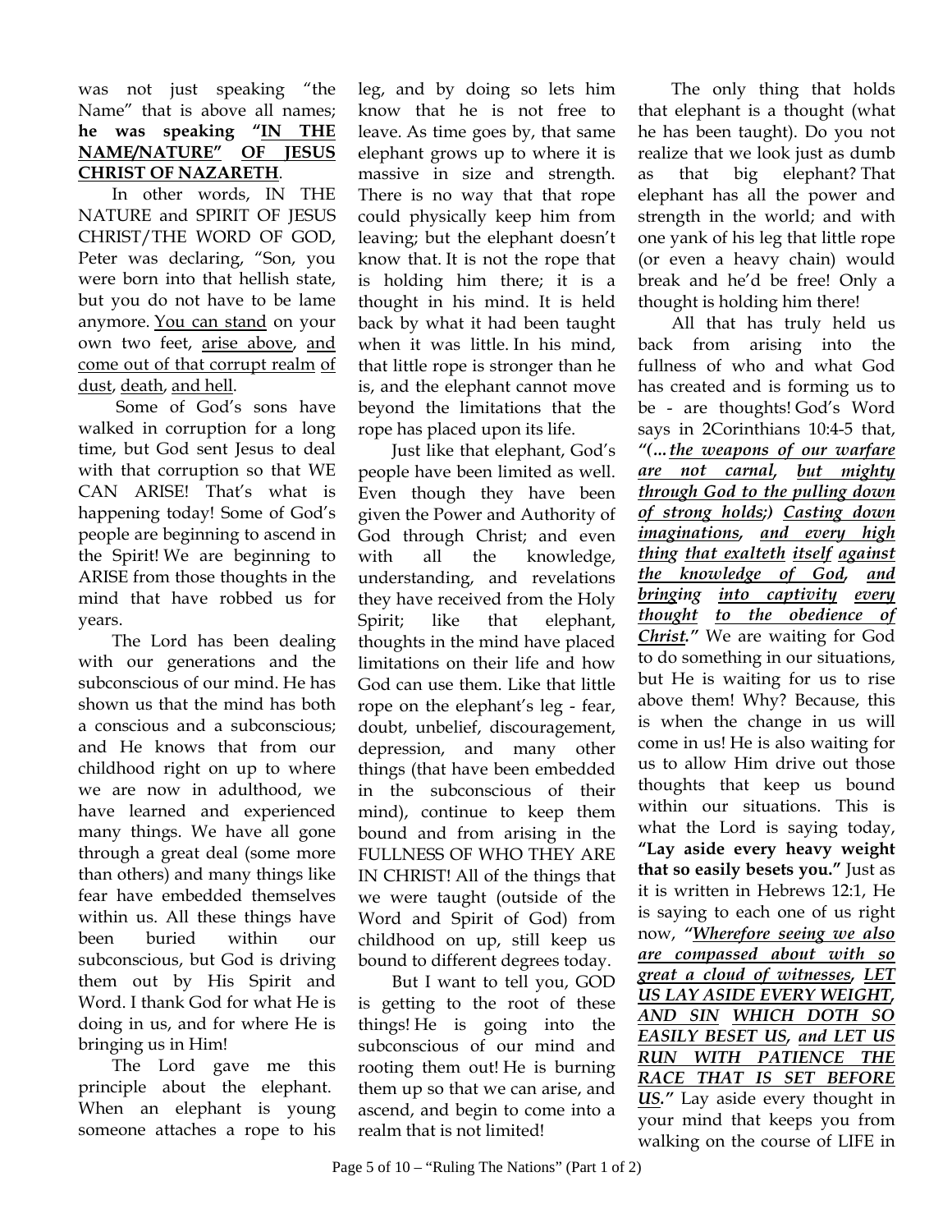was not just speaking "the Name" that is above all names; **he was speaking "IN THE NAME/NATURE" OF JESUS CHRIST OF NAZARETH**.

In other words, IN THE NATURE and SPIRIT OF JESUS CHRIST/THE WORD OF GOD, Peter was declaring, "Son, you were born into that hellish state, but you do not have to be lame anymore. You can stand on your own two feet, arise above, and come out of that corrupt realm of dust, death, and hell.

Some of God's sons have walked in corruption for a long time, but God sent Jesus to deal with that corruption so that WE CAN ARISE! That's what is happening today! Some of God's people are beginning to ascend in the Spirit! We are beginning to ARISE from those thoughts in the mind that have robbed us for years.

The Lord has been dealing with our generations and the subconscious of our mind. He has shown us that the mind has both a conscious and a subconscious; and He knows that from our childhood right on up to where we are now in adulthood, we have learned and experienced many things. We have all gone through a great deal (some more than others) and many things like fear have embedded themselves within us. All these things have been buried within our subconscious, but God is driving them out by His Spirit and Word. I thank God for what He is doing in us, and for where He is bringing us in Him!

The Lord gave me this principle about the elephant. When an elephant is young someone attaches a rope to his leg, and by doing so lets him know that he is not free to leave. As time goes by, that same elephant grows up to where it is massive in size and strength. There is no way that that rope could physically keep him from leaving; but the elephant doesn't know that. It is not the rope that is holding him there; it is a thought in his mind. It is held back by what it had been taught when it was little. In his mind, that little rope is stronger than he is, and the elephant cannot move beyond the limitations that the rope has placed upon its life.

Just like that elephant, God's people have been limited as well. Even though they have been given the Power and Authority of God through Christ; and even with all the knowledge, understanding, and revelations they have received from the Holy Spirit; like that elephant, thoughts in the mind have placed limitations on their life and how God can use them. Like that little rope on the elephant's leg - fear, doubt, unbelief, discouragement, depression, and many other things (that have been embedded in the subconscious of their mind), continue to keep them bound and from arising in the FULLNESS OF WHO THEY ARE IN CHRIST! All of the things that we were taught (outside of the Word and Spirit of God) from childhood on up, still keep us bound to different degrees today.

But I want to tell you, GOD is getting to the root of these things! He is going into the subconscious of our mind and rooting them out! He is burning them up so that we can arise, and ascend, and begin to come into a realm that is not limited!

The only thing that holds that elephant is a thought (what he has been taught). Do you not realize that we look just as dumb as that big elephant? That elephant has all the power and strength in the world; and with one yank of his leg that little rope (or even a heavy chain) would break and he'd be free! Only a thought is holding him there!

All that has truly held us back from arising into the fullness of who and what God has created and is forming us to be - are thoughts! God's Word says in 2Corinthians 10:4-5 that, ***"(...the weapons of our warfare are not carnal, but mighty through God to the pulling down of strong holds;) Casting down imaginations, and every high thing that exalteth itself against the knowledge of God, and bringing into captivity every thought to the obedience of Christ."*** We are waiting for God to do something in our situations, but He is waiting for us to rise above them! Why? Because, this is when the change in us will come in us! He is also waiting for us to allow Him drive out those thoughts that keep us bound within our situations. This is what the Lord is saying today, **"Lay aside every heavy weight that so easily besets you."** Just as it is written in Hebrews 12:1, He is saying to each one of us right now, ***"Wherefore seeing we also are compassed about with so great a cloud of witnesses, LET US LAY ASIDE EVERY WEIGHT, AND SIN WHICH DOTH SO EASILY BESET US, and LET US RUN WITH PATIENCE THE RACE THAT IS SET BEFORE US."*** Lay aside every thought in your mind that keeps you from walking on the course of LIFE in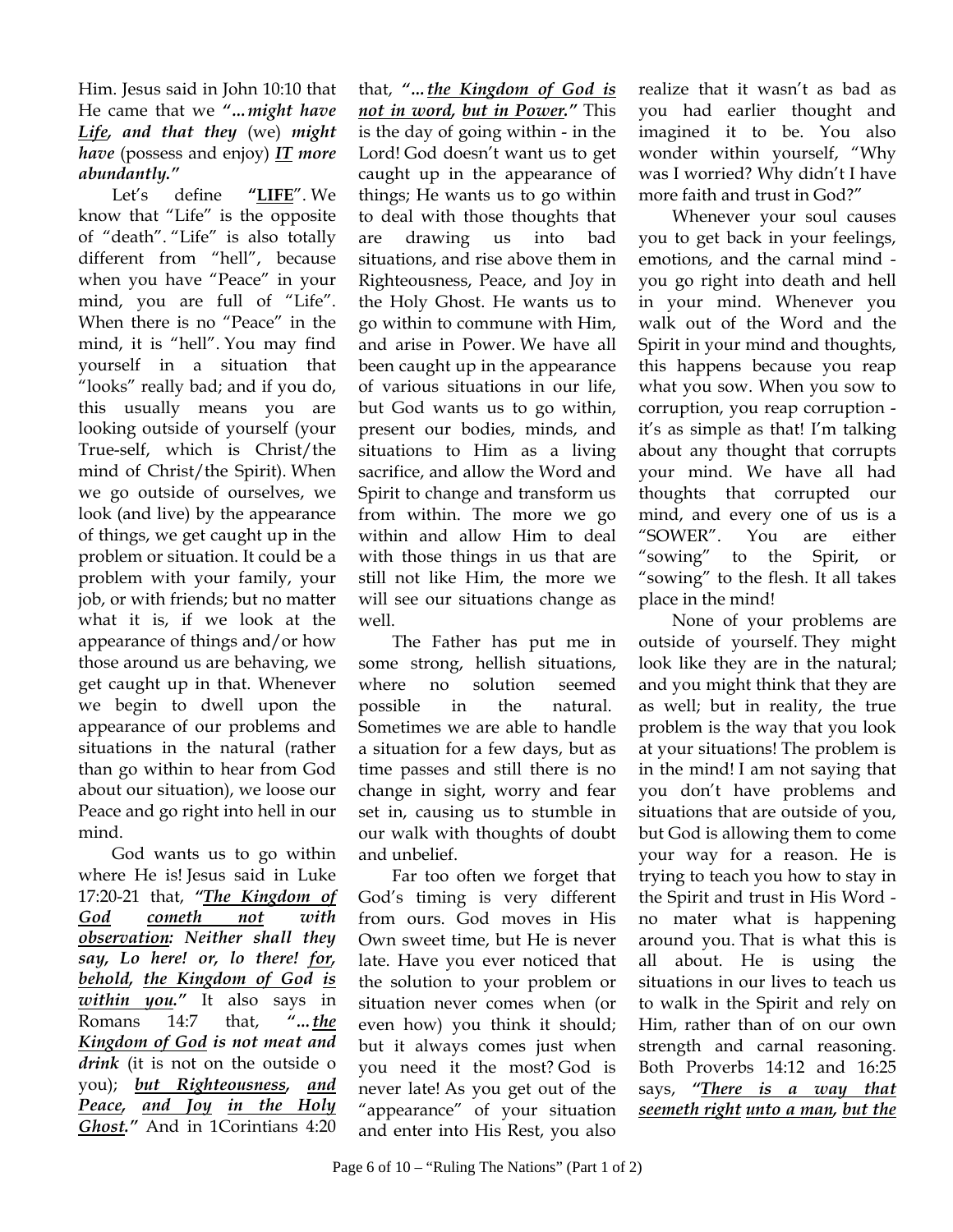Him. Jesus said in John 10:10 that He came that we ***"…might have Life, and that they** (we) **might have** (possess and enjoy) **IT more abundantly."***

Let's define **"LIFE"**. We know that "Life" is the opposite of "death". "Life" is also totally different from "hell", because when you have "Peace" in your mind, you are full of "Life". When there is no "Peace" in the mind, it is "hell". You may find yourself in a situation that "looks" really bad; and if you do, this usually means you are looking outside of yourself (your True-self, which is Christ/the mind of Christ/the Spirit). When we go outside of ourselves, we look (and live) by the appearance of things, we get caught up in the problem or situation. It could be a problem with your family, your job, or with friends; but no matter what it is, if we look at the appearance of things and/or how those around us are behaving, we get caught up in that. Whenever we begin to dwell upon the appearance of our problems and situations in the natural (rather than go within to hear from God about our situation), we loose our Peace and go right into hell in our mind.

God wants us to go within where He is! Jesus said in Luke 17:20-21 that, ***"The Kingdom of God cometh not with observation: Neither shall they say, Lo here! or, lo there! for, behold, the Kingdom of God is within you."*** It also says in Romans 14:7 that, ***"…the Kingdom of God is not meat and drink*** (it is not on the outside o you); ***but Righteousness, and Peace, and Joy in the Holy Ghost."*** And in 1Corintians 4:20 that, ***"…the Kingdom of God is not in word, but in Power."*** This is the day of going within - in the Lord! God doesn't want us to get caught up in the appearance of things; He wants us to go within to deal with those thoughts that are drawing us into bad situations, and rise above them in Righteousness, Peace, and Joy in the Holy Ghost. He wants us to go within to commune with Him, and arise in Power. We have all been caught up in the appearance of various situations in our life, but God wants us to go within, present our bodies, minds, and situations to Him as a living sacrifice, and allow the Word and Spirit to change and transform us from within. The more we go within and allow Him to deal with those things in us that are still not like Him, the more we will see our situations change as well.

The Father has put me in some strong, hellish situations, where no solution seemed possible in the natural. Sometimes we are able to handle a situation for a few days, but as time passes and still there is no change in sight, worry and fear set in, causing us to stumble in our walk with thoughts of doubt and unbelief.

Far too often we forget that God's timing is very different from ours. God moves in His Own sweet time, but He is never late. Have you ever noticed that the solution to your problem or situation never comes when (or even how) you think it should; but it always comes just when you need it the most? God is never late! As you get out of the "appearance" of your situation and enter into His Rest, you also realize that it wasn't as bad as you had earlier thought and imagined it to be. You also wonder within yourself, "Why was I worried? Why didn't I have more faith and trust in God?"

Whenever your soul causes you to get back in your feelings, emotions, and the carnal mind - you go right into death and hell in your mind. Whenever you walk out of the Word and the Spirit in your mind and thoughts, this happens because you reap what you sow. When you sow to corruption, you reap corruption - it's as simple as that! I'm talking about any thought that corrupts your mind. We have all had thoughts that corrupted our mind, and every one of us is a "SOWER". You are either "sowing" to the Spirit, or "sowing" to the flesh. It all takes place in the mind!

None of your problems are outside of yourself. They might look like they are in the natural; and you might think that they are as well; but in reality, the true problem is the way that you look at your situations! The problem is in the mind! I am not saying that you don't have problems and situations that are outside of you, but God is allowing them to come your way for a reason. He is trying to teach you how to stay in the Spirit and trust in His Word - no mater what is happening around you. That is what this is all about. He is using the situations in our lives to teach us to walk in the Spirit and rely on Him, rather than of on our own strength and carnal reasoning. Both Proverbs 14:12 and 16:25 says, ***"There is a way that seemeth right unto a man, but the***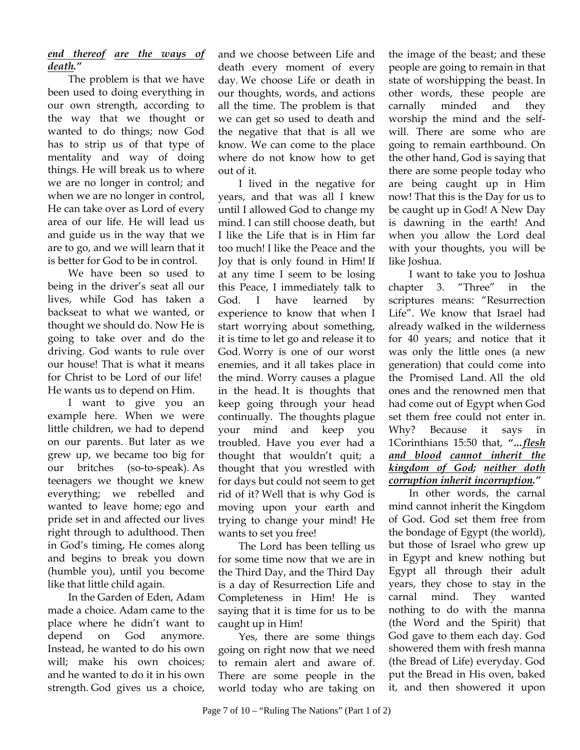***end thereof** **are the ways of death**."*

The problem is that we have been used to doing everything in our own strength, according to the way that we thought or wanted to do things; now God has to strip us of that type of mentality and way of doing things. He will break us to where we are no longer in control; and when we are no longer in control, He can take over as Lord of every area of our life. He will lead us and guide us in the way that we are to go, and we will learn that it is better for God to be in control.

We have been so used to being in the driver's seat all our lives, while God has taken a backseat to what we wanted, or thought we should do. Now He is going to take over and do the driving. God wants to rule over our house! That is what it means for Christ to be Lord of our life! He wants us to depend on Him.

I want to give you an example here. When we were little children, we had to depend on our parents. But later as we grew up, we became too big for our britches (so-to-speak). As teenagers we thought we knew everything; we rebelled and wanted to leave home; ego and pride set in and affected our lives right through to adulthood. Then in God's timing, He comes along and begins to break you down (humble you), until you become like that little child again.

In the Garden of Eden, Adam made a choice. Adam came to the place where he didn't want to depend on God anymore. Instead, he wanted to do his own will; make his own choices; and he wanted to do it in his own strength. God gives us a choice, and we choose between Life and death every moment of every day. We choose Life or death in our thoughts, words, and actions all the time. The problem is that we can get so used to death and the negative that that is all we know. We can come to the place where do not know how to get out of it.

I lived in the negative for years, and that was all I knew until I allowed God to change my mind. I can still choose death, but I like the Life that is in Him far too much! I like the Peace and the Joy that is only found in Him! If at any time I seem to be losing this Peace, I immediately talk to God. I have learned by experience to know that when I start worrying about something, it is time to let go and release it to God. Worry is one of our worst enemies, and it all takes place in the mind. Worry causes a plague in the head. It is thoughts that keep going through your head continually. The thoughts plague your mind and keep you troubled. Have you ever had a thought that wouldn't quit; a thought that you wrestled with for days but could not seem to get rid of it? Well that is why God is moving upon your earth and trying to change your mind! He wants to set you free!

The Lord has been telling us for some time now that we are in the Third Day, and the Third Day is a day of Resurrection Life and Completeness in Him! He is saying that it is time for us to be caught up in Him!

Yes, there are some things going on right now that we need to remain alert and aware of. There are some people in the world today who are taking on the image of the beast; and these people are going to remain in that state of worshipping the beast. In other words, these people are carnally minded and they worship the mind and the self-will. There are some who are going to remain earthbound. On the other hand, God is saying that there are some people today who are being caught up in Him now! That this is the Day for us to be caught up in God! A New Day is dawning in the earth! And when you allow the Lord deal with your thoughts, you will be like Joshua.

I want to take you to Joshua chapter 3. "Three" in the scriptures means: "Resurrection Life". We know that Israel had already walked in the wilderness for 40 years; and notice that it was only the little ones (a new generation) that could come into the Promised Land. All the old ones and the renowned men that had come out of Egypt when God set them free could not enter in. Why? Because it says in 1Corinthians 15:50 that, *"...**flesh and blood** **cannot inherit the kingdom of God**; **neither doth corruption inherit incorruption**."*

In other words, the carnal mind cannot inherit the Kingdom of God. God set them free from the bondage of Egypt (the world), but those of Israel who grew up in Egypt and knew nothing but Egypt all through their adult years, they chose to stay in the carnal mind. They wanted nothing to do with the manna (the Word and the Spirit) that God gave to them each day. God showered them with fresh manna (the Bread of Life) everyday. God put the Bread in His oven, baked it, and then showered it upon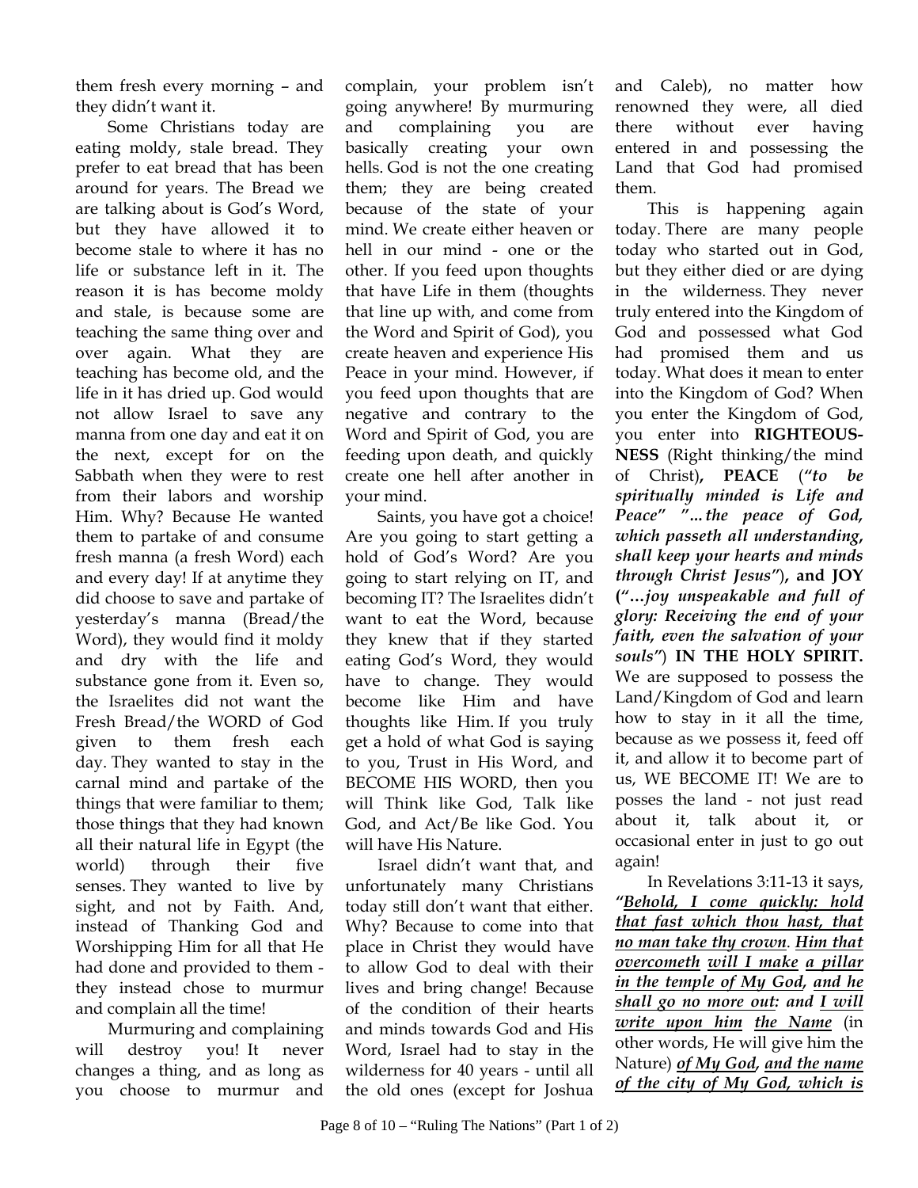them fresh every morning – and they didn't want it.

Some Christians today are eating moldy, stale bread. They prefer to eat bread that has been around for years. The Bread we are talking about is God's Word, but they have allowed it to become stale to where it has no life or substance left in it. The reason it is has become moldy and stale, is because some are teaching the same thing over and over again. What they are teaching has become old, and the life in it has dried up. God would not allow Israel to save any manna from one day and eat it on the next, except for on the Sabbath when they were to rest from their labors and worship Him. Why? Because He wanted them to partake of and consume fresh manna (a fresh Word) each and every day! If at anytime they did choose to save and partake of yesterday's manna (Bread/the Word), they would find it moldy and dry with the life and substance gone from it. Even so, the Israelites did not want the Fresh Bread/the WORD of God given to them fresh each day. They wanted to stay in the carnal mind and partake of the things that were familiar to them; those things that they had known all their natural life in Egypt (the world) through their five senses. They wanted to live by sight, and not by Faith. And, instead of Thanking God and Worshipping Him for all that He had done and provided to them - they instead chose to murmur and complain all the time!

Murmuring and complaining will destroy you! It never changes a thing, and as long as you choose to murmur and complain, your problem isn't going anywhere! By murmuring and complaining you are basically creating your own hells. God is not the one creating them; they are being created because of the state of your mind. We create either heaven or hell in our mind - one or the other. If you feed upon thoughts that have Life in them (thoughts that line up with, and come from the Word and Spirit of God), you create heaven and experience His Peace in your mind. However, if you feed upon thoughts that are negative and contrary to the Word and Spirit of God, you are feeding upon death, and quickly create one hell after another in your mind.

Saints, you have got a choice! Are you going to start getting a hold of God's Word? Are you going to start relying on IT, and becoming IT? The Israelites didn't want to eat the Word, because they knew that if they started eating God's Word, they would have to change. They would become like Him and have thoughts like Him. If you truly get a hold of what God is saying to you, Trust in His Word, and BECOME HIS WORD, then you will Think like God, Talk like God, and Act/Be like God. You will have His Nature.

Israel didn't want that, and unfortunately many Christians today still don't want that either. Why? Because to come into that place in Christ they would have to allow God to deal with their lives and bring change! Because of the condition of their hearts and minds towards God and His Word, Israel had to stay in the wilderness for 40 years - until all the old ones (except for Joshua and Caleb), no matter how renowned they were, all died there without ever having entered in and possessing the Land that God had promised them.

This is happening again today. There are many people today who started out in God, but they either died or are dying in the wilderness. They never truly entered into the Kingdom of God and possessed what God had promised them and us today. What does it mean to enter into the Kingdom of God? When you enter the Kingdom of God, you enter into **RIGHTEOUSNESS** (Right thinking/the mind of Christ)**, PEACE** (*"to be spiritually minded is Life and Peace" "...the peace of God, which passeth all understanding, shall keep your hearts and minds through Christ Jesus"*)**, and JOY** (*"...joy unspeakable and full of glory: Receiving the end of your faith, even the salvation of your souls"*) **IN THE HOLY SPIRIT.** We are supposed to possess the Land/Kingdom of God and learn how to stay in it all the time, because as we possess it, feed off it, and allow it to become part of us, WE BECOME IT! We are to posses the land - not just read about it, talk about it, or occasional enter in just to go out again!

In Revelations 3:11-13 it says, *"__Behold, I come quickly: hold that fast which thou hast, that no man take thy crown__. __Him that overcometh__ __will I make__ __a pillar in the temple of My God__, __and he shall go no more out__: and __I will write upon him__ __the Name__* (in other words, He will give him the Nature) *__of My God__, __and the name of the city of My God, which is__*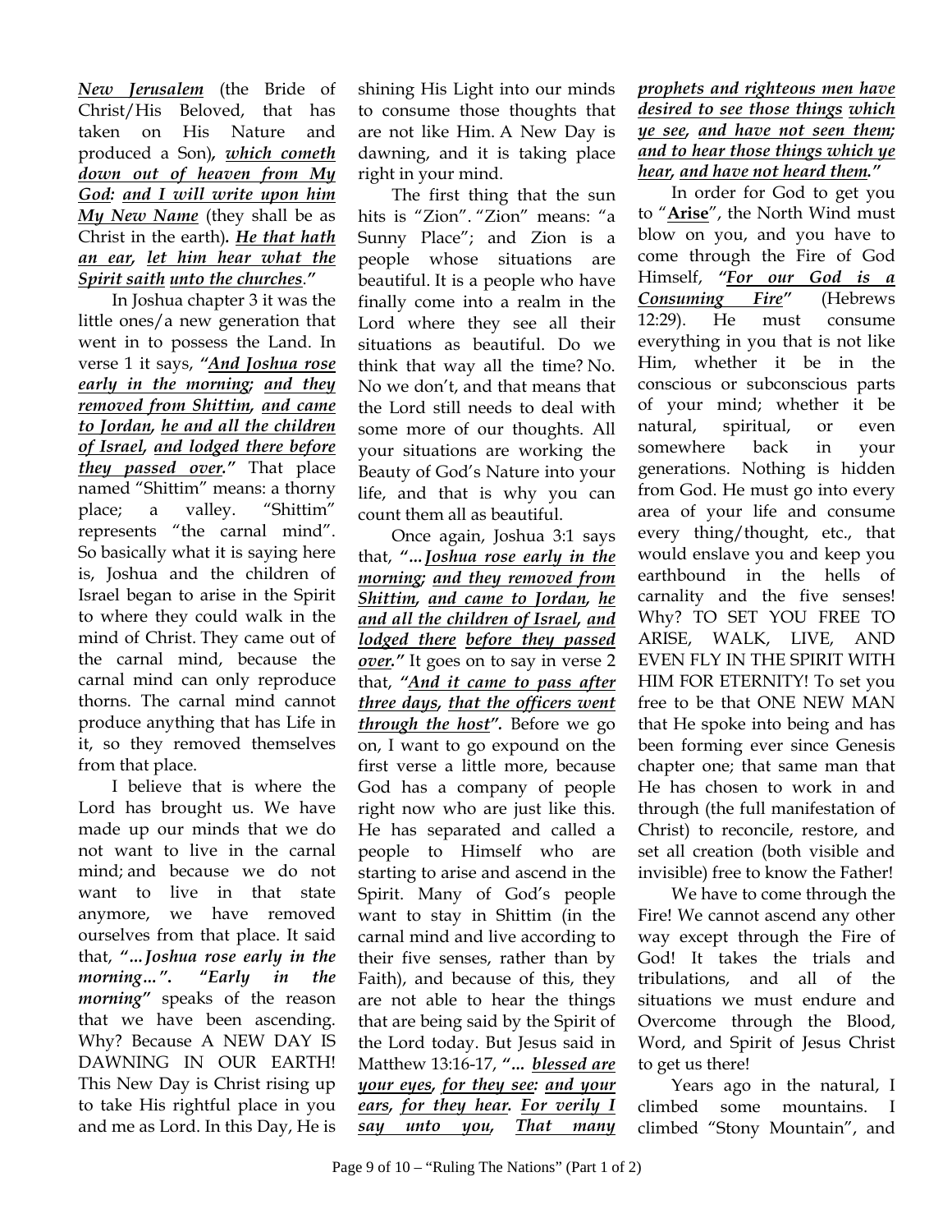***New Jerusalem*** (the Bride of Christ/His Beloved, that has taken on His Nature and produced a Son)***, which cometh down out of heaven from My God: and I will write upon him My New Name*** (they shall be as Christ in the earth)***. He that hath an ear, let him hear what the Spirit saith unto the churches.***"

In Joshua chapter 3 it was the little ones/a new generation that went in to possess the Land. In verse 1 it says, ***"And Joshua rose early in the morning; and they removed from Shittim, and came to Jordan, he and all the children of Israel, and lodged there before they passed over."*** That place named "Shittim" means: a thorny place; a valley. "Shittim" represents "the carnal mind". So basically what it is saying here is, Joshua and the children of Israel began to arise in the Spirit to where they could walk in the mind of Christ. They came out of the carnal mind, because the carnal mind can only reproduce thorns. The carnal mind cannot produce anything that has Life in it, so they removed themselves from that place.

I believe that is where the Lord has brought us. We have made up our minds that we do not want to live in the carnal mind; and because we do not want to live in that state anymore, we have removed ourselves from that place. It said that, ***"…Joshua rose early in the morning…". "Early in the morning"*** speaks of the reason that we have been ascending. Why? Because A NEW DAY IS DAWNING IN OUR EARTH! This New Day is Christ rising up to take His rightful place in you and me as Lord. In this Day, He is shining His Light into our minds to consume those thoughts that are not like Him. A New Day is dawning, and it is taking place right in your mind.

The first thing that the sun hits is "Zion". "Zion" means: "a Sunny Place"; and Zion is a people whose situations are beautiful. It is a people who have finally come into a realm in the Lord where they see all their situations as beautiful. Do we think that way all the time? No. No we don't, and that means that the Lord still needs to deal with some more of our thoughts. All your situations are working the Beauty of God's Nature into your life, and that is why you can count them all as beautiful.

Once again, Joshua 3:1 says that, ***"…Joshua rose early in the morning; and they removed from Shittim, and came to Jordan, he and all the children of Israel, and lodged there before they passed over."*** It goes on to say in verse 2 that, ***"And it came to pass after three days, that the officers went through the host".*** Before we go on, I want to go expound on the first verse a little more, because God has a company of people right now who are just like this. He has separated and called a people to Himself who are starting to arise and ascend in the Spirit. Many of God's people want to stay in Shittim (in the carnal mind and live according to their five senses, rather than by Faith), and because of this, they are not able to hear the things that are being said by the Spirit of the Lord today. But Jesus said in Matthew 13:16-17, ***"… blessed are your eyes, for they see: and your ears, for they hear. For verily I say unto you, That many prophets and righteous men have desired to see those things which ye see, and have not seen them; and to hear those things which ye hear, and have not heard them."***

In order for God to get you to "**Arise**", the North Wind must blow on you, and you have to come through the Fire of God Himself, ***"For our God is a Consuming Fire"*** (Hebrews 12:29). He must consume everything in you that is not like Him, whether it be in the conscious or subconscious parts of your mind; whether it be natural, spiritual, or even somewhere back in your generations. Nothing is hidden from God. He must go into every area of your life and consume every thing/thought, etc., that would enslave you and keep you earthbound in the hells of carnality and the five senses! Why? TO SET YOU FREE TO ARISE, WALK, LIVE, AND EVEN FLY IN THE SPIRIT WITH HIM FOR ETERNITY! To set you free to be that ONE NEW MAN that He spoke into being and has been forming ever since Genesis chapter one; that same man that He has chosen to work in and through (the full manifestation of Christ) to reconcile, restore, and set all creation (both visible and invisible) free to know the Father!

We have to come through the Fire! We cannot ascend any other way except through the Fire of God! It takes the trials and tribulations, and all of the situations we must endure and Overcome through the Blood, Word, and Spirit of Jesus Christ to get us there!

Years ago in the natural, I climbed some mountains. I climbed "Stony Mountain", and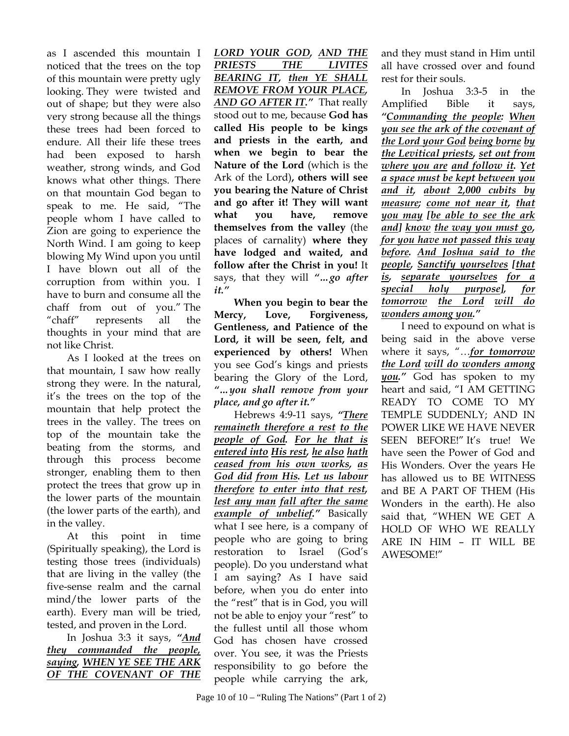as I ascended this mountain I noticed that the trees on the top of this mountain were pretty ugly looking. They were twisted and out of shape; but they were also very strong because all the things these trees had been forced to endure. All their life these trees had been exposed to harsh weather, strong winds, and God knows what other things. There on that mountain God began to speak to me. He said, "The people whom I have called to Zion are going to experience the North Wind. I am going to keep blowing My Wind upon you until I have blown out all of the corruption from within you. I have to burn and consume all the chaff from out of you." The "chaff" represents all the thoughts in your mind that are not like Christ.

As I looked at the trees on that mountain, I saw how really strong they were. In the natural, it's the trees on the top of the mountain that help protect the trees in the valley. The trees on top of the mountain take the beating from the storms, and through this process become stronger, enabling them to then protect the trees that grow up in the lower parts of the mountain (the lower parts of the earth), and in the valley.

At this point in time (Spiritually speaking), the Lord is testing those trees (individuals) that are living in the valley (the five-sense realm and the carnal mind/the lower parts of the earth). Every man will be tried, tested, and proven in the Lord.

In Joshua 3:3 it says, ***"And they commanded the people, saying, WHEN YE SEE THE ARK OF THE COVENANT OF THE LORD YOUR GOD, AND THE PRIESTS THE LIVITES BEARING IT, then YE SHALL REMOVE FROM YOUR PLACE, AND GO AFTER IT."*** That really stood out to me, because **God has called His people to be kings and priests in the earth, and when we begin to bear the Nature of the Lord** (which is the Ark of the Lord)**, others will see you bearing the Nature of Christ and go after it! They will want what you have, remove themselves from the valley** (the places of carnality) **where they have lodged and waited, and follow after the Christ in you!** It says, that they will ***"…go after it."***

**When you begin to bear the Mercy, Love, Forgiveness, Gentleness, and Patience of the Lord, it will be seen, felt, and experienced by others!** When you see God's kings and priests bearing the Glory of the Lord, ***"…you shall remove from your place, and go after it."***

Hebrews 4:9-11 says, ***"There remaineth therefore a rest to the people of God. For he that is entered into His rest, he also hath ceased from his own works, as God did from His. Let us labour therefore to enter into that rest, lest any man fall after the same example of unbelief."*** Basically what I see here, is a company of people who are going to bring restoration to Israel (God's people). Do you understand what I am saying? As I have said before, when you do enter into the "rest" that is in God, you will not be able to enjoy your "rest" to the fullest until all those whom God has chosen have crossed over. You see, it was the Priests responsibility to go before the people while carrying the ark, and they must stand in Him until all have crossed over and found rest for their souls.

In Joshua 3:3-5 in the Amplified Bible it says, ***"Commanding the people: When you see the ark of the covenant of the Lord your God being borne by the Levitical priests, set out from where you are and follow it. Yet a space must be kept between you and it, about 2,000 cubits by measure; come not near it, that you may [be able to see the ark and] know the way you must go, for you have not passed this way before. And Joshua said to the people, Sanctify yourselves [that is, separate yourselves for a special holy purpose], for tomorrow the Lord will do wonders among you."***

I need to expound on what is being said in the above verse where it says, "…***for tomorrow the Lord will do wonders among you."*** God has spoken to my heart and said, "I AM GETTING READY TO COME TO MY TEMPLE SUDDENLY; AND IN POWER LIKE WE HAVE NEVER SEEN BEFORE!" It's true! We have seen the Power of God and His Wonders. Over the years He has allowed us to BE WITNESS and BE A PART OF THEM (His Wonders in the earth). He also said that, "WHEN WE GET A HOLD OF WHO WE REALLY ARE IN HIM – IT WILL BE AWESOME!"